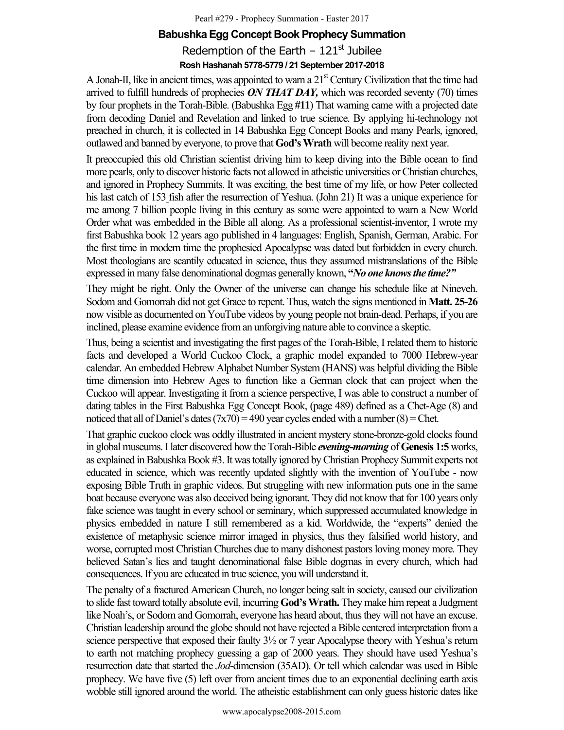## Babushka Egg Concept Book Prophecy Summation

### Redemption of the Earth – 121st Jubilee

**Rosh Hashanah 5778-5779 / 21 September 2017-2018**

A Jonah-II, like in ancient times, was appointed to warn a 21st Century Civilization that the time had arrived to fulfill hundreds of prophecies ***ON THAT DAY,*** which was recorded seventy (70) times by four prophets in the Torah-Bible. (Babushka Egg **#11**) That warning came with a projected date from decoding Daniel and Revelation and linked to true science. By applying hi-technology not preached in church, it is collected in 14 Babushka Egg Concept Books and many Pearls, ignored, outlawed and banned by everyone, to prove that **God's Wrath** will become reality next year.

It preoccupied this old Christian scientist driving him to keep diving into the Bible ocean to find more pearls, only to discover historic facts not allowed in atheistic universities or Christian churches, and ignored in Prophecy Summits. It was exciting, the best time of my life, or how Peter collected his last catch of 153 fish after the resurrection of Yeshua. (John 21) It was a unique experience for me among 7 billion people living in this century as some were appointed to warn a New World Order what was embedded in the Bible all along. As a professional scientist-inventor, I wrote my first Babushka book 12 years ago published in 4 languages: English, Spanish, German, Arabic. For the first time in modern time the prophesied Apocalypse was dated but forbidden in every church. Most theologians are scantily educated in science, thus they assumed mistranslations of the Bible expressed in many false denominational dogmas generally known, ***"No one knows the time?"***

They might be right. Only the Owner of the universe can change his schedule like at Nineveh. Sodom and Gomorrah did not get Grace to repent. Thus, watch the signs mentioned in **Matt. 25-26** now visible as documented on YouTube videos by young people not brain-dead. Perhaps, if you are inclined, please examine evidence from an unforgiving nature able to convince a skeptic.

Thus, being a scientist and investigating the first pages of the Torah-Bible, I related them to historic facts and developed a World Cuckoo Clock, a graphic model expanded to 7000 Hebrew-year calendar. An embedded Hebrew Alphabet Number System (HANS) was helpful dividing the Bible time dimension into Hebrew Ages to function like a German clock that can project when the Cuckoo will appear. Investigating it from a science perspective, I was able to construct a number of dating tables in the First Babushka Egg Concept Book, (page 489) defined as a Chet-Age (8) and noticed that all of Daniel's dates (7x70) = 490 year cycles ended with a number (8) = Chet.

That graphic cuckoo clock was oddly illustrated in ancient mystery stone-bronze-gold clocks found in global museums. I later discovered how the Torah-Bible *evening-morning* of **Genesis 1:5** works, as explained in Babushka Book #3. It was totally ignored by Christian Prophecy Summit experts not educated in science, which was recently updated slightly with the invention of YouTube - now exposing Bible Truth in graphic videos. But struggling with new information puts one in the same boat because everyone was also deceived being ignorant. They did not know that for 100 years only fake science was taught in every school or seminary, which suppressed accumulated knowledge in physics embedded in nature I still remembered as a kid. Worldwide, the "experts" denied the existence of metaphysic science mirror imaged in physics, thus they falsified world history, and worse, corrupted most Christian Churches due to many dishonest pastors loving money more. They believed Satan's lies and taught denominational false Bible dogmas in every church, which had consequences. If you are educated in true science, you will understand it.

The penalty of a fractured American Church, no longer being salt in society, caused our civilization to slide fast toward totally absolute evil, incurring **God's Wrath.** They make him repeat a Judgment like Noah's, or Sodom and Gomorrah, everyone has heard about, thus they will not have an excuse. Christian leadership around the globe should not have rejected a Bible centered interpretation from a science perspective that exposed their faulty 3½ or 7 year Apocalypse theory with Yeshua's return to earth not matching prophecy guessing a gap of 2000 years. They should have used Yeshua's resurrection date that started the *Jod*-dimension (35AD). Or tell which calendar was used in Bible prophecy. We have five (5) left over from ancient times due to an exponential declining earth axis wobble still ignored around the world. The atheistic establishment can only guess historic dates like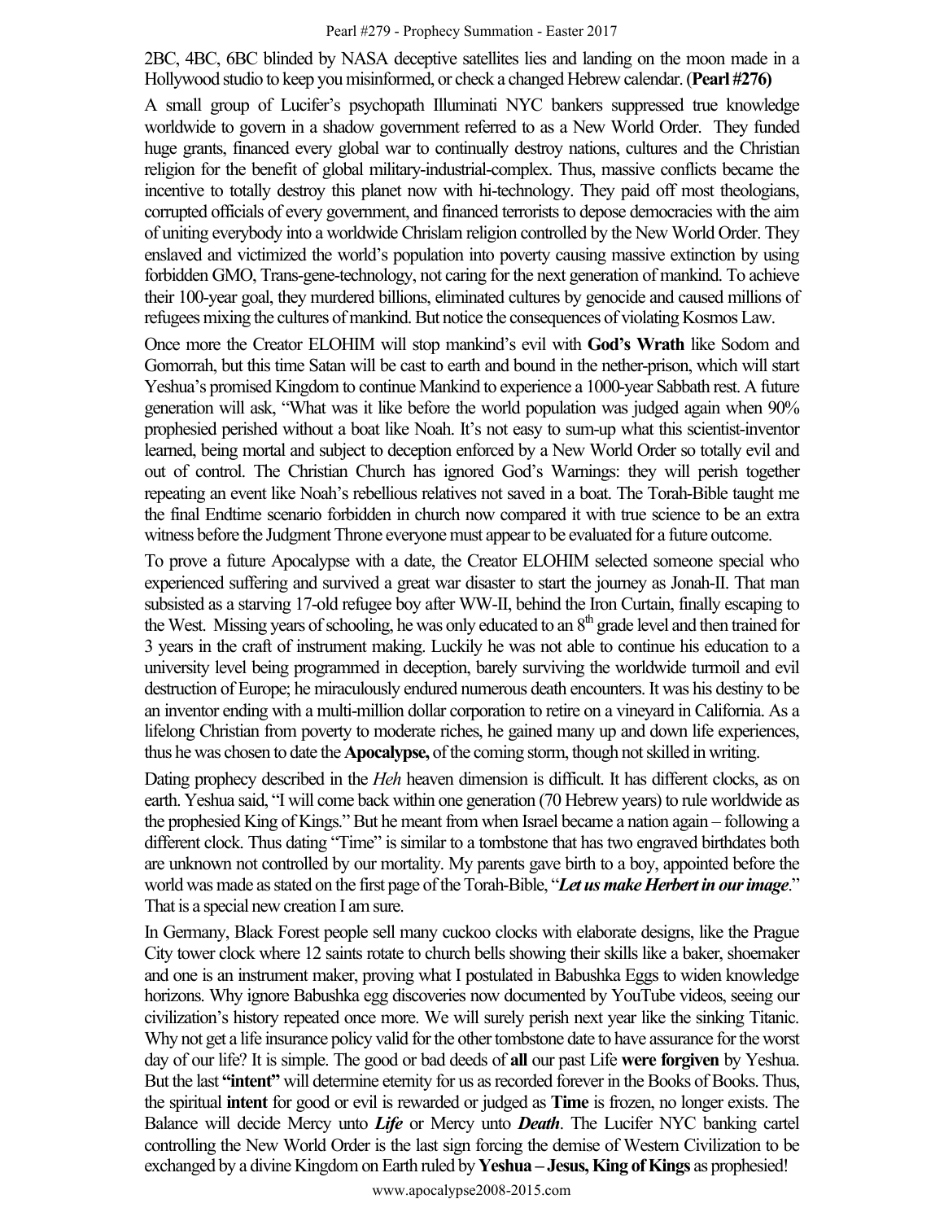2BC, 4BC, 6BC blinded by NASA deceptive satellites lies and landing on the moon made in a Hollywood studio to keep you misinformed, or check a changed Hebrew calendar. (**Pearl #276**)

A small group of Lucifer's psychopath Illuminati NYC bankers suppressed true knowledge worldwide to govern in a shadow government referred to as a New World Order. They funded huge grants, financed every global war to continually destroy nations, cultures and the Christian religion for the benefit of global military-industrial-complex. Thus, massive conflicts became the incentive to totally destroy this planet now with hi-technology. They paid off most theologians, corrupted officials of every government, and financed terrorists to depose democracies with the aim of uniting everybody into a worldwide Chrislam religion controlled by the New World Order. They enslaved and victimized the world's population into poverty causing massive extinction by using forbidden GMO, Trans-gene-technology, not caring for the next generation of mankind. To achieve their 100-year goal, they murdered billions, eliminated cultures by genocide and caused millions of refugees mixing the cultures of mankind. But notice the consequences of violating Kosmos Law.

Once more the Creator ELOHIM will stop mankind's evil with **God's Wrath** like Sodom and Gomorrah, but this time Satan will be cast to earth and bound in the nether-prison, which will start Yeshua's promised Kingdom to continue Mankind to experience a 1000-year Sabbath rest. A future generation will ask, "What was it like before the world population was judged again when 90% prophesied perished without a boat like Noah. It's not easy to sum-up what this scientist-inventor learned, being mortal and subject to deception enforced by a New World Order so totally evil and out of control. The Christian Church has ignored God's Warnings: they will perish together repeating an event like Noah's rebellious relatives not saved in a boat. The Torah-Bible taught me the final Endtime scenario forbidden in church now compared it with true science to be an extra witness before the Judgment Throne everyone must appear to be evaluated for a future outcome.

To prove a future Apocalypse with a date, the Creator ELOHIM selected someone special who experienced suffering and survived a great war disaster to start the journey as Jonah-II. That man subsisted as a starving 17-old refugee boy after WW-II, behind the Iron Curtain, finally escaping to the West. Missing years of schooling, he was only educated to an 8th grade level and then trained for 3 years in the craft of instrument making. Luckily he was not able to continue his education to a university level being programmed in deception, barely surviving the worldwide turmoil and evil destruction of Europe; he miraculously endured numerous death encounters. It was his destiny to be an inventor ending with a multi-million dollar corporation to retire on a vineyard in California. As a lifelong Christian from poverty to moderate riches, he gained many up and down life experiences, thus he was chosen to date the **Apocalypse,** of the coming storm, though not skilled in writing.

Dating prophecy described in the *Heh* heaven dimension is difficult. It has different clocks, as on earth. Yeshua said, "I will come back within one generation (70 Hebrew years) to rule worldwide as the prophesied King of Kings." But he meant from when Israel became a nation again – following a different clock. Thus dating "Time" is similar to a tombstone that has two engraved birthdates both are unknown not controlled by our mortality. My parents gave birth to a boy, appointed before the world was made as stated on the first page of the Torah-Bible, "***Let us make Herbert in our image***." That is a special new creation I am sure.

In Germany, Black Forest people sell many cuckoo clocks with elaborate designs, like the Prague City tower clock where 12 saints rotate to church bells showing their skills like a baker, shoemaker and one is an instrument maker, proving what I postulated in Babushka Eggs to widen knowledge horizons. Why ignore Babushka egg discoveries now documented by YouTube videos, seeing our civilization's history repeated once more. We will surely perish next year like the sinking Titanic. Why not get a life insurance policy valid for the other tombstone date to have assurance for the worst day of our life? It is simple. The good or bad deeds of **all** our past Life **were forgiven** by Yeshua. But the last **"intent"** will determine eternity for us as recorded forever in the Books of Books. Thus, the spiritual **intent** for good or evil is rewarded or judged as **Time** is frozen, no longer exists. The Balance will decide Mercy unto ***Life*** or Mercy unto ***Death***. The Lucifer NYC banking cartel controlling the New World Order is the last sign forcing the demise of Western Civilization to be exchanged by a divine Kingdom on Earth ruled by **Yeshua – Jesus, King of Kings** as prophesied!